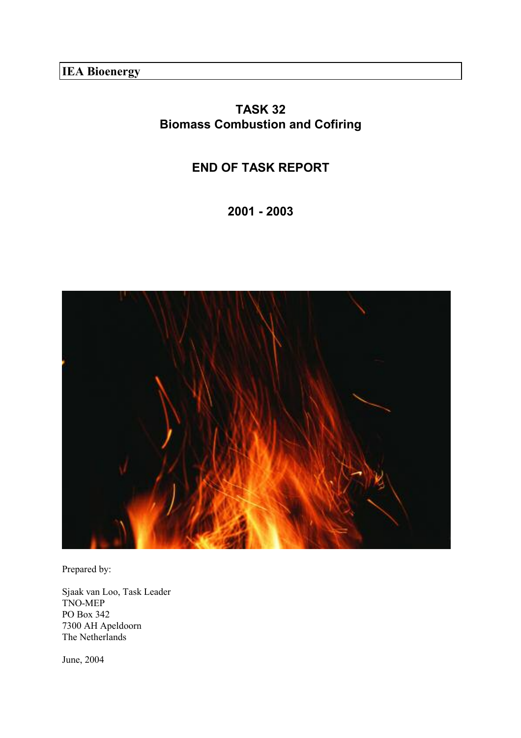**IEA Bioenergy**

# TASK 32
# Biomass Combustion and Cofiring

## END OF TASK REPORT

## 2001 - 2003

Prepared by:

Sjaak van Loo, Task Leader  
TNO-MEP  
PO Box 342  
7300 AH Apeldoorn  
The Netherlands

June, 2004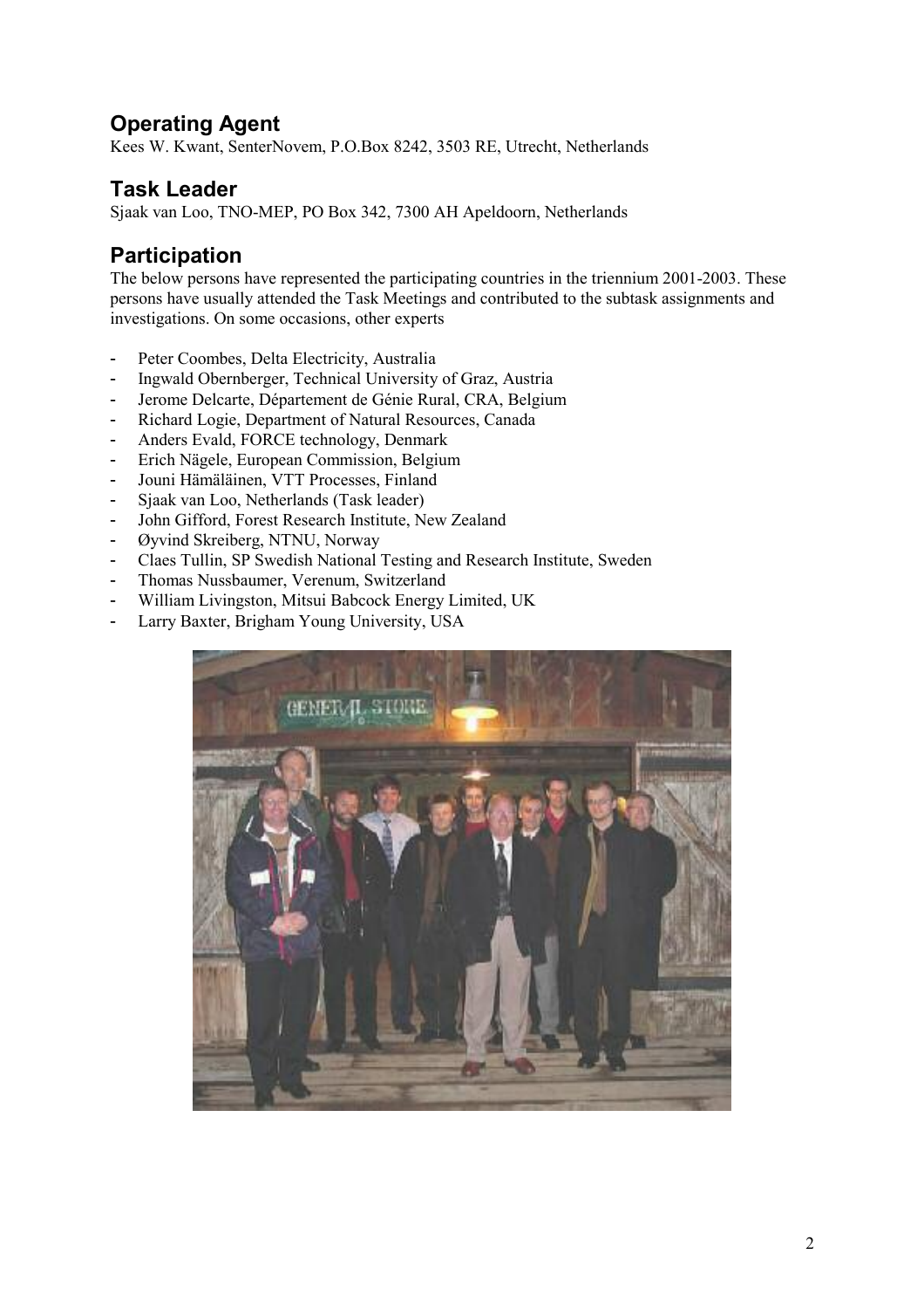## Operating Agent

Kees W. Kwant, SenterNovem, P.O.Box 8242, 3503 RE, Utrecht, Netherlands

## Task Leader

Sjaak van Loo, TNO-MEP, PO Box 342, 7300 AH Apeldoorn, Netherlands

## Participation

The below persons have represented the participating countries in the triennium 2001-2003. These persons have usually attended the Task Meetings and contributed to the subtask assignments and investigations. On some occasions, other experts

- Peter Coombes, Delta Electricity, Australia
- Ingwald Obernberger, Technical University of Graz, Austria
- Jerome Delcarte, Département de Génie Rural, CRA, Belgium
- Richard Logie, Department of Natural Resources, Canada
- Anders Evald, FORCE technology, Denmark
- Erich Nägele, European Commission, Belgium
- Jouni Hämäläinen, VTT Processes, Finland
- Sjaak van Loo, Netherlands (Task leader)
- John Gifford, Forest Research Institute, New Zealand
- Øyvind Skreiberg, NTNU, Norway
- Claes Tullin, SP Swedish National Testing and Research Institute, Sweden
- Thomas Nussbaumer, Verenum, Switzerland
- William Livingston, Mitsui Babcock Energy Limited, UK
- Larry Baxter, Brigham Young University, USA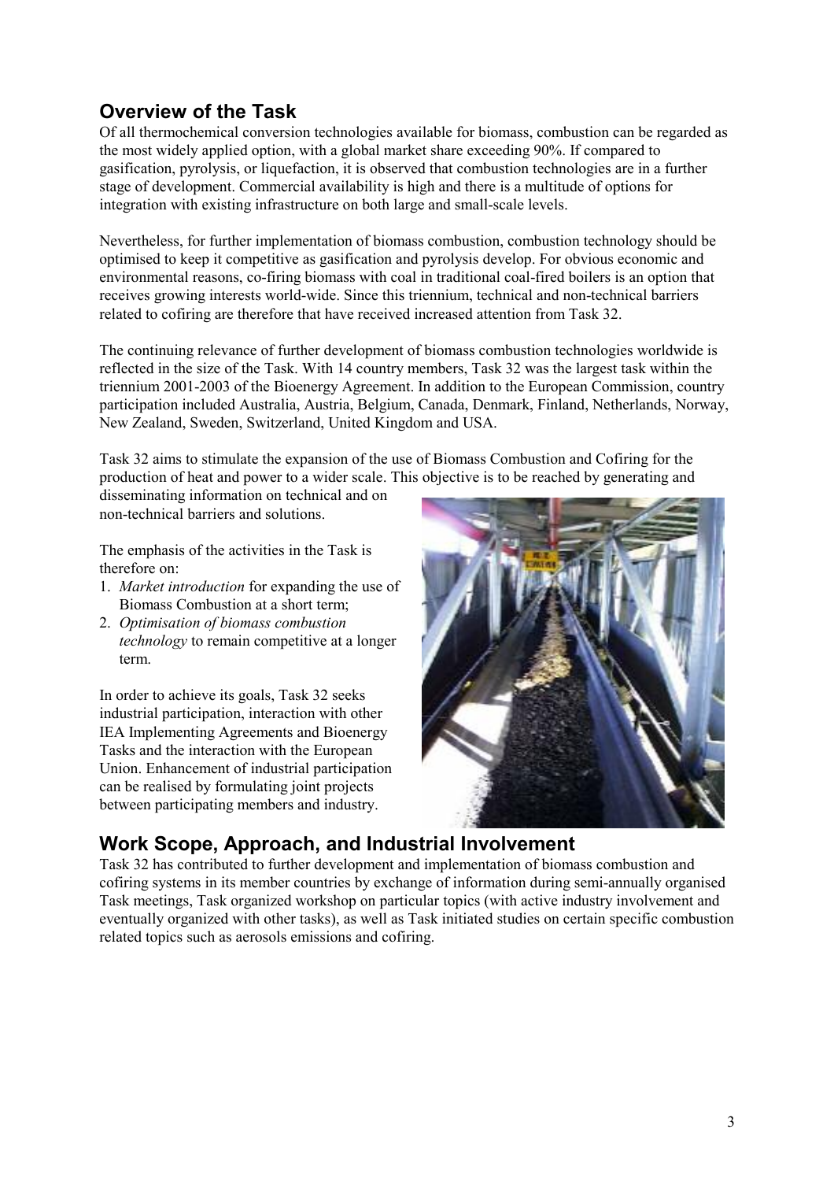## Overview of the Task

Of all thermochemical conversion technologies available for biomass, combustion can be regarded as the most widely applied option, with a global market share exceeding 90%. If compared to gasification, pyrolysis, or liquefaction, it is observed that combustion technologies are in a further stage of development. Commercial availability is high and there is a multitude of options for integration with existing infrastructure on both large and small-scale levels.

Nevertheless, for further implementation of biomass combustion, combustion technology should be optimised to keep it competitive as gasification and pyrolysis develop. For obvious economic and environmental reasons, co-firing biomass with coal in traditional coal-fired boilers is an option that receives growing interests world-wide. Since this triennium, technical and non-technical barriers related to cofiring are therefore that have received increased attention from Task 32.

The continuing relevance of further development of biomass combustion technologies worldwide is reflected in the size of the Task. With 14 country members, Task 32 was the largest task within the triennium 2001-2003 of the Bioenergy Agreement. In addition to the European Commission, country participation included Australia, Austria, Belgium, Canada, Denmark, Finland, Netherlands, Norway, New Zealand, Sweden, Switzerland, United Kingdom and USA.

Task 32 aims to stimulate the expansion of the use of Biomass Combustion and Cofiring for the production of heat and power to a wider scale. This objective is to be reached by generating and disseminating information on technical and on non-technical barriers and solutions.

The emphasis of the activities in the Task is therefore on:

1. *Market introduction* for expanding the use of Biomass Combustion at a short term;
2. *Optimisation of biomass combustion technology* to remain competitive at a longer term.

In order to achieve its goals, Task 32 seeks industrial participation, interaction with other IEA Implementing Agreements and Bioenergy Tasks and the interaction with the European Union. Enhancement of industrial participation can be realised by formulating joint projects between participating members and industry.

## Work Scope, Approach, and Industrial Involvement

Task 32 has contributed to further development and implementation of biomass combustion and cofiring systems in its member countries by exchange of information during semi-annually organised Task meetings, Task organized workshop on particular topics (with active industry involvement and eventually organized with other tasks), as well as Task initiated studies on certain specific combustion related topics such as aerosols emissions and cofiring.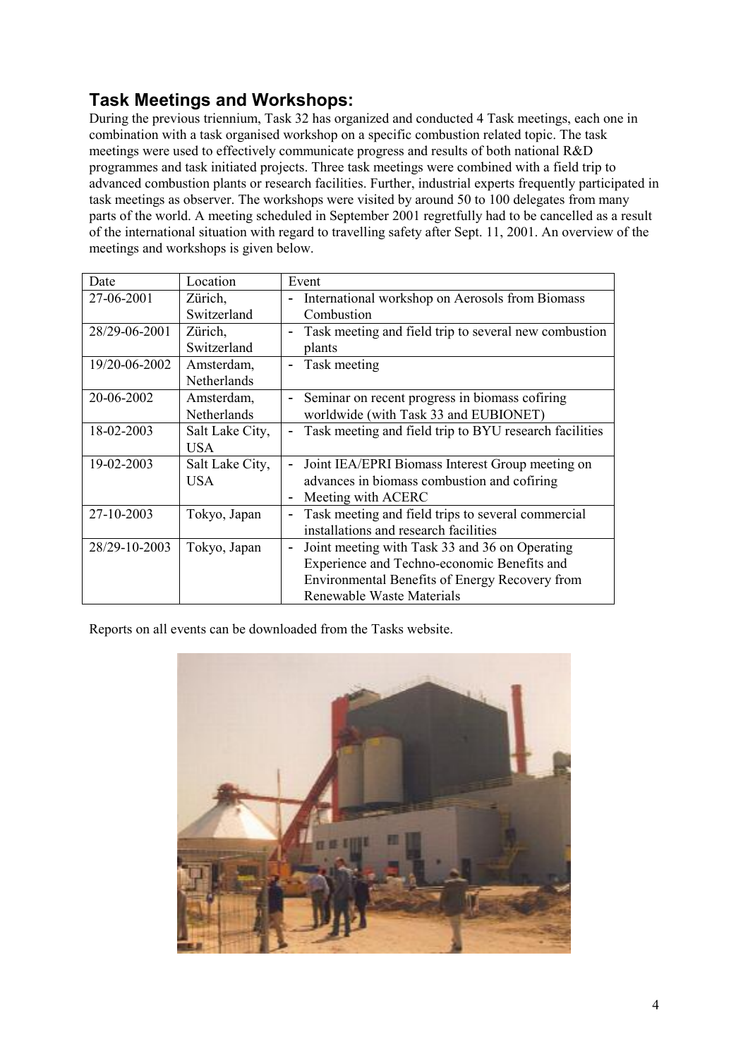## Task Meetings and Workshops:

During the previous triennium, Task 32 has organized and conducted 4 Task meetings, each one in combination with a task organised workshop on a specific combustion related topic. The task meetings were used to effectively communicate progress and results of both national R&D programmes and task initiated projects. Three task meetings were combined with a field trip to advanced combustion plants or research facilities. Further, industrial experts frequently participated in task meetings as observer. The workshops were visited by around 50 to 100 delegates from many parts of the world. A meeting scheduled in September 2001 regretfully had to be cancelled as a result of the international situation with regard to travelling safety after Sept. 11, 2001. An overview of the meetings and workshops is given below.

| Date | Location | Event |
|---|---|---|
| 27-06-2001 | Zürich, Switzerland | - International workshop on Aerosols from Biomass Combustion |
| 28/29-06-2001 | Zürich, Switzerland | - Task meeting and field trip to several new combustion plants |
| 19/20-06-2002 | Amsterdam, Netherlands | - Task meeting |
| 20-06-2002 | Amsterdam, Netherlands | - Seminar on recent progress in biomass cofiring worldwide (with Task 33 and EUBIONET) |
| 18-02-2003 | Salt Lake City, USA | - Task meeting and field trip to BYU research facilities |
| 19-02-2003 | Salt Lake City, USA | - Joint IEA/EPRI Biomass Interest Group meeting on advances in biomass combustion and cofiring<br>- Meeting with ACERC |
| 27-10-2003 | Tokyo, Japan | - Task meeting and field trips to several commercial installations and research facilities |
| 28/29-10-2003 | Tokyo, Japan | - Joint meeting with Task 33 and 36 on Operating Experience and Techno-economic Benefits and Environmental Benefits of Energy Recovery from Renewable Waste Materials |

Reports on all events can be downloaded from the Tasks website.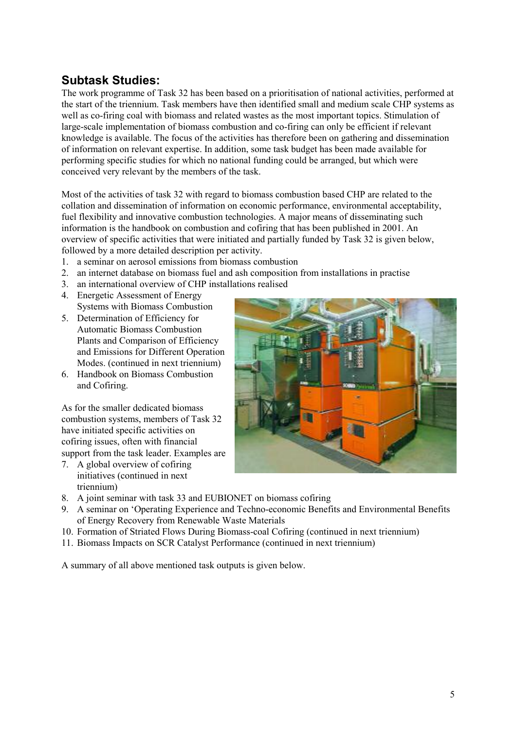## Subtask Studies:

The work programme of Task 32 has been based on a prioritisation of national activities, performed at the start of the triennium. Task members have then identified small and medium scale CHP systems as well as co-firing coal with biomass and related wastes as the most important topics. Stimulation of large-scale implementation of biomass combustion and co-firing can only be efficient if relevant knowledge is available. The focus of the activities has therefore been on gathering and dissemination of information on relevant expertise. In addition, some task budget has been made available for performing specific studies for which no national funding could be arranged, but which were conceived very relevant by the members of the task.

Most of the activities of task 32 with regard to biomass combustion based CHP are related to the collation and dissemination of information on economic performance, environmental acceptability, fuel flexibility and innovative combustion technologies. A major means of disseminating such information is the handbook on combustion and cofiring that has been published in 2001. An overview of specific activities that were initiated and partially funded by Task 32 is given below, followed by a more detailed description per activity.

1. a seminar on aerosol emissions from biomass combustion
2. an internet database on biomass fuel and ash composition from installations in practise
3. an international overview of CHP installations realised
4. Energetic Assessment of Energy Systems with Biomass Combustion
5. Determination of Efficiency for Automatic Biomass Combustion Plants and Comparison of Efficiency and Emissions for Different Operation Modes. (continued in next triennium)
6. Handbook on Biomass Combustion and Cofiring.

As for the smaller dedicated biomass combustion systems, members of Task 32 have initiated specific activities on cofiring issues, often with financial support from the task leader. Examples are

7. A global overview of cofiring initiatives (continued in next triennium)
8. A joint seminar with task 33 and EUBIONET on biomass cofiring
9. A seminar on 'Operating Experience and Techno-economic Benefits and Environmental Benefits of Energy Recovery from Renewable Waste Materials
10. Formation of Striated Flows During Biomass-coal Cofiring (continued in next triennium)
11. Biomass Impacts on SCR Catalyst Performance (continued in next triennium)

A summary of all above mentioned task outputs is given below.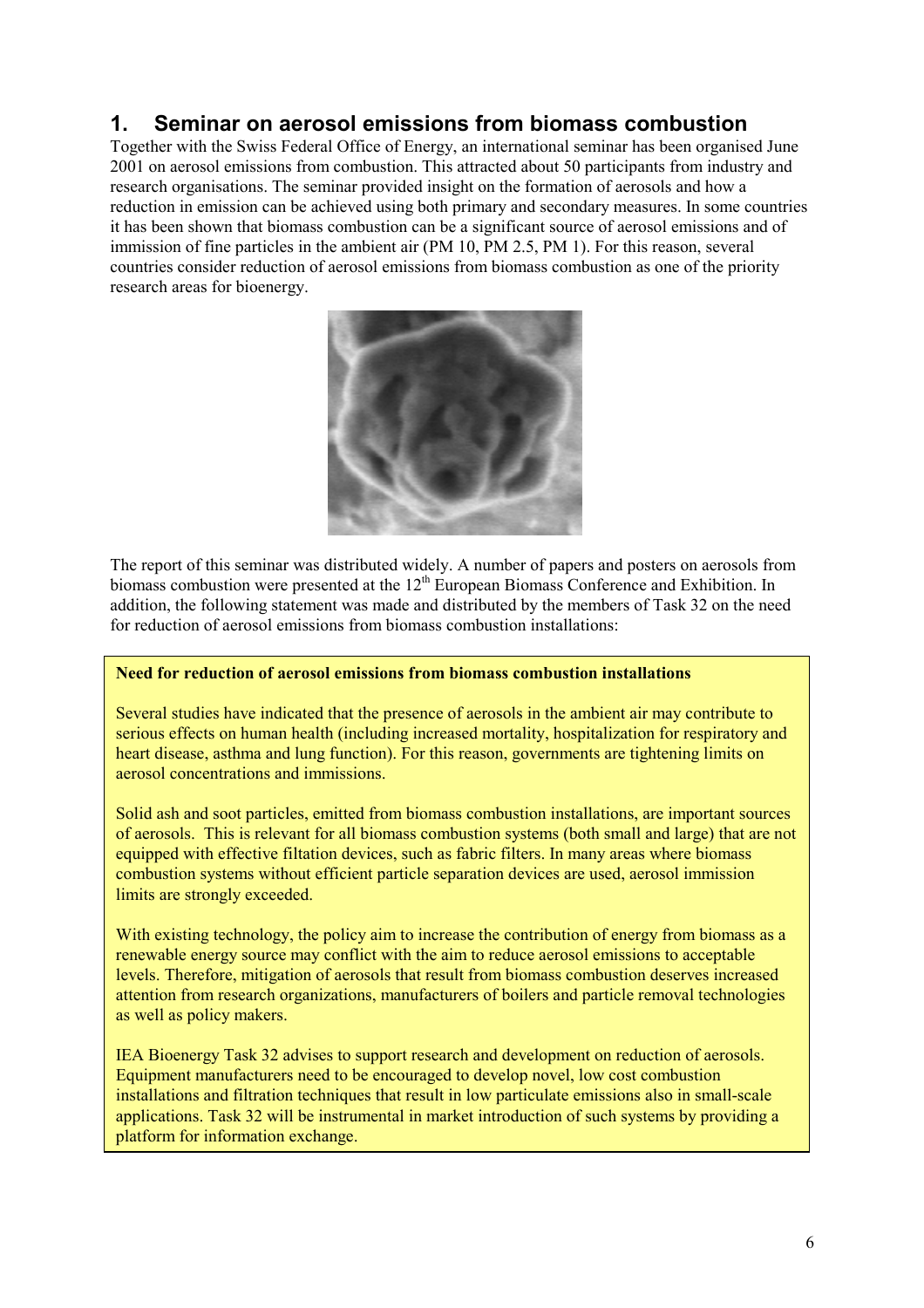# 1. Seminar on aerosol emissions from biomass combustion

Together with the Swiss Federal Office of Energy, an international seminar has been organised June 2001 on aerosol emissions from combustion. This attracted about 50 participants from industry and research organisations. The seminar provided insight on the formation of aerosols and how a reduction in emission can be achieved using both primary and secondary measures. In some countries it has been shown that biomass combustion can be a significant source of aerosol emissions and of immission of fine particles in the ambient air (PM 10, PM 2.5, PM 1). For this reason, several countries consider reduction of aerosol emissions from biomass combustion as one of the priority research areas for bioenergy.

The report of this seminar was distributed widely. A number of papers and posters on aerosols from biomass combustion were presented at the 12th European Biomass Conference and Exhibition. In addition, the following statement was made and distributed by the members of Task 32 on the need for reduction of aerosol emissions from biomass combustion installations:

**Need for reduction of aerosol emissions from biomass combustion installations**

Several studies have indicated that the presence of aerosols in the ambient air may contribute to serious effects on human health (including increased mortality, hospitalization for respiratory and heart disease, asthma and lung function). For this reason, governments are tightening limits on aerosol concentrations and immissions.

Solid ash and soot particles, emitted from biomass combustion installations, are important sources of aerosols. This is relevant for all biomass combustion systems (both small and large) that are not equipped with effective filtation devices, such as fabric filters. In many areas where biomass combustion systems without efficient particle separation devices are used, aerosol immission limits are strongly exceeded.

With existing technology, the policy aim to increase the contribution of energy from biomass as a renewable energy source may conflict with the aim to reduce aerosol emissions to acceptable levels. Therefore, mitigation of aerosols that result from biomass combustion deserves increased attention from research organizations, manufacturers of boilers and particle removal technologies as well as policy makers.

IEA Bioenergy Task 32 advises to support research and development on reduction of aerosols. Equipment manufacturers need to be encouraged to develop novel, low cost combustion installations and filtration techniques that result in low particulate emissions also in small-scale applications. Task 32 will be instrumental in market introduction of such systems by providing a platform for information exchange.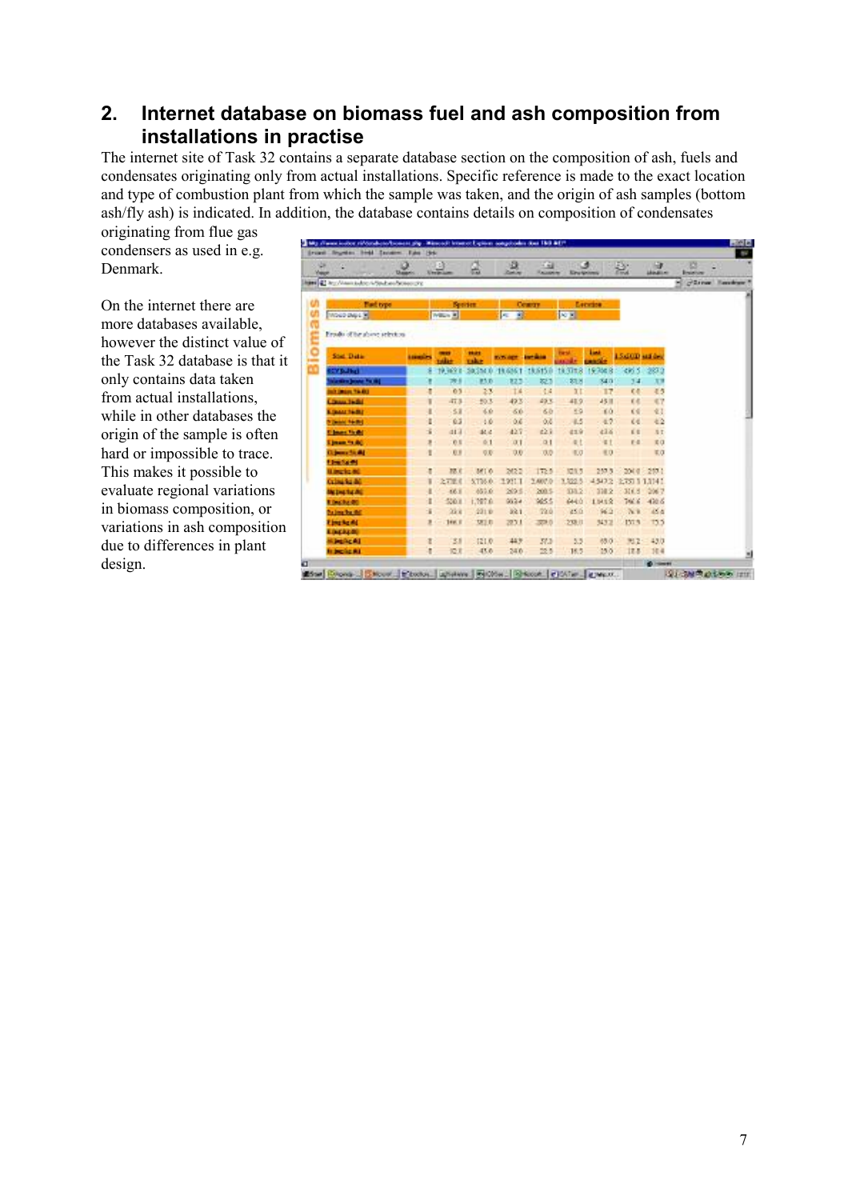## 2. Internet database on biomass fuel and ash composition from installations in practise

The internet site of Task 32 contains a separate database section on the composition of ash, fuels and condensates originating only from actual installations. Specific reference is made to the exact location and type of combustion plant from which the sample was taken, and the origin of ash samples (bottom ash/fly ash) is indicated. In addition, the database contains details on composition of condensates originating from flue gas condensers as used in e.g. Denmark.

On the internet there are more databases available, however the distinct value of the Task 32 database is that it only contains data taken from actual installations, while in other databases the origin of the sample is often hard or impossible to trace. This makes it possible to evaluate regional variations in biomass composition, or variations in ash composition due to differences in plant design.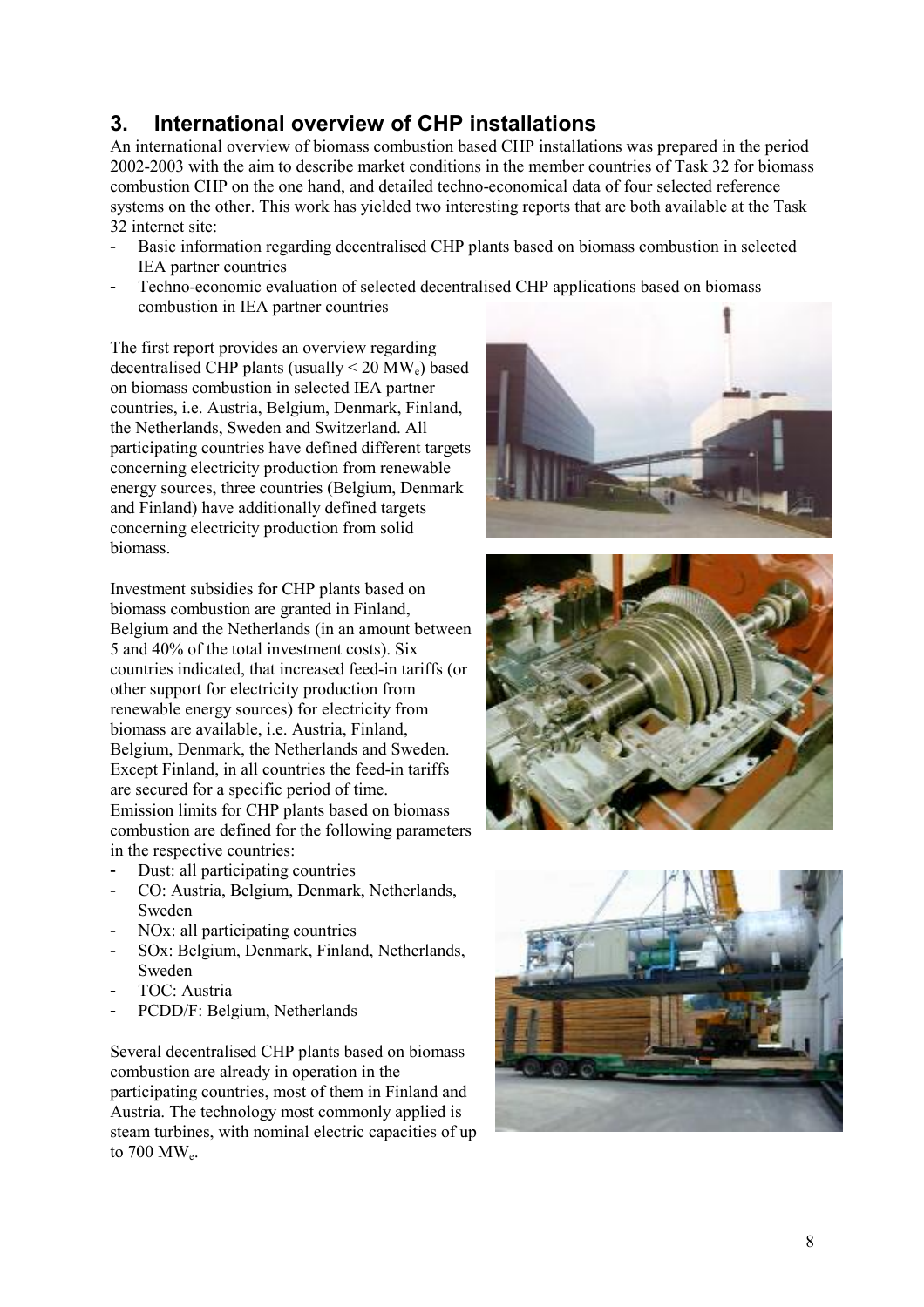## 3. International overview of CHP installations

An international overview of biomass combustion based CHP installations was prepared in the period 2002-2003 with the aim to describe market conditions in the member countries of Task 32 for biomass combustion CHP on the one hand, and detailed techno-economical data of four selected reference systems on the other. This work has yielded two interesting reports that are both available at the Task 32 internet site:

- Basic information regarding decentralised CHP plants based on biomass combustion in selected IEA partner countries
- Techno-economic evaluation of selected decentralised CHP applications based on biomass combustion in IEA partner countries

The first report provides an overview regarding decentralised CHP plants (usually < 20 $MW_e$) based on biomass combustion in selected IEA partner countries, i.e. Austria, Belgium, Denmark, Finland, the Netherlands, Sweden and Switzerland. All participating countries have defined different targets concerning electricity production from renewable energy sources, three countries (Belgium, Denmark and Finland) have additionally defined targets concerning electricity production from solid biomass.

Investment subsidies for CHP plants based on biomass combustion are granted in Finland, Belgium and the Netherlands (in an amount between 5 and 40% of the total investment costs). Six countries indicated, that increased feed-in tariffs (or other support for electricity production from renewable energy sources) for electricity from biomass are available, i.e. Austria, Finland, Belgium, Denmark, the Netherlands and Sweden. Except Finland, in all countries the feed-in tariffs are secured for a specific period of time.

Emission limits for CHP plants based on biomass combustion are defined for the following parameters in the respective countries:

- Dust: all participating countries
- CO: Austria, Belgium, Denmark, Netherlands, Sweden
- NOx: all participating countries
- SOx: Belgium, Denmark, Finland, Netherlands, Sweden
- TOC: Austria
- PCDD/F: Belgium, Netherlands

Several decentralised CHP plants based on biomass combustion are already in operation in the participating countries, most of them in Finland and Austria. The technology most commonly applied is steam turbines, with nominal electric capacities of up to 700 $MW_e$.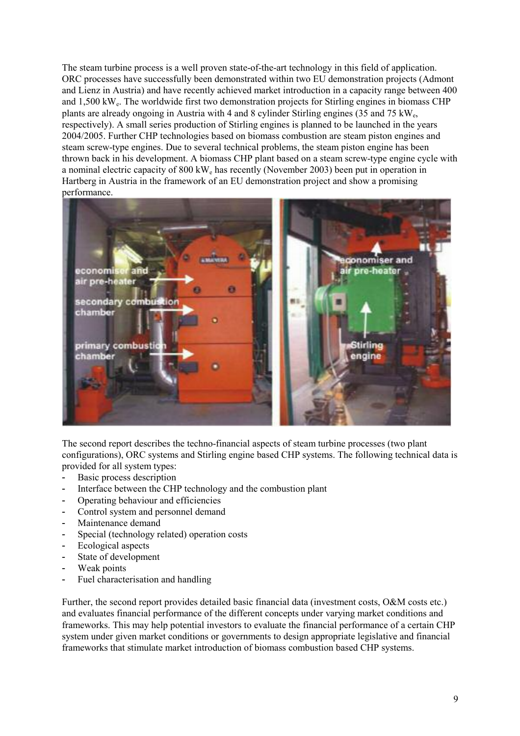The steam turbine process is a well proven state-of-the-art technology in this field of application. ORC processes have successfully been demonstrated within two EU demonstration projects (Admont and Lienz in Austria) and have recently achieved market introduction in a capacity range between 400 and 1,500 $kW_e$. The worldwide first two demonstration projects for Stirling engines in biomass CHP plants are already ongoing in Austria with 4 and 8 cylinder Stirling engines (35 and 75 $kW_e$, respectively). A small series production of Stirling engines is planned to be launched in the years 2004/2005. Further CHP technologies based on biomass combustion are steam piston engines and steam screw-type engines. Due to several technical problems, the steam piston engine has been thrown back in his development. A biomass CHP plant based on a steam screw-type engine cycle with a nominal electric capacity of 800 $kW_e$ has recently (November 2003) been put in operation in Hartberg in Austria in the framework of an EU demonstration project and show a promising performance.

The second report describes the techno-financial aspects of steam turbine processes (two plant configurations), ORC systems and Stirling engine based CHP systems. The following technical data is provided for all system types:

- Basic process description
- Interface between the CHP technology and the combustion plant
- Operating behaviour and efficiencies
- Control system and personnel demand
- Maintenance demand
- Special (technology related) operation costs
- Ecological aspects
- State of development
- Weak points
- Fuel characterisation and handling

Further, the second report provides detailed basic financial data (investment costs, O&M costs etc.) and evaluates financial performance of the different concepts under varying market conditions and frameworks. This may help potential investors to evaluate the financial performance of a certain CHP system under given market conditions or governments to design appropriate legislative and financial frameworks that stimulate market introduction of biomass combustion based CHP systems.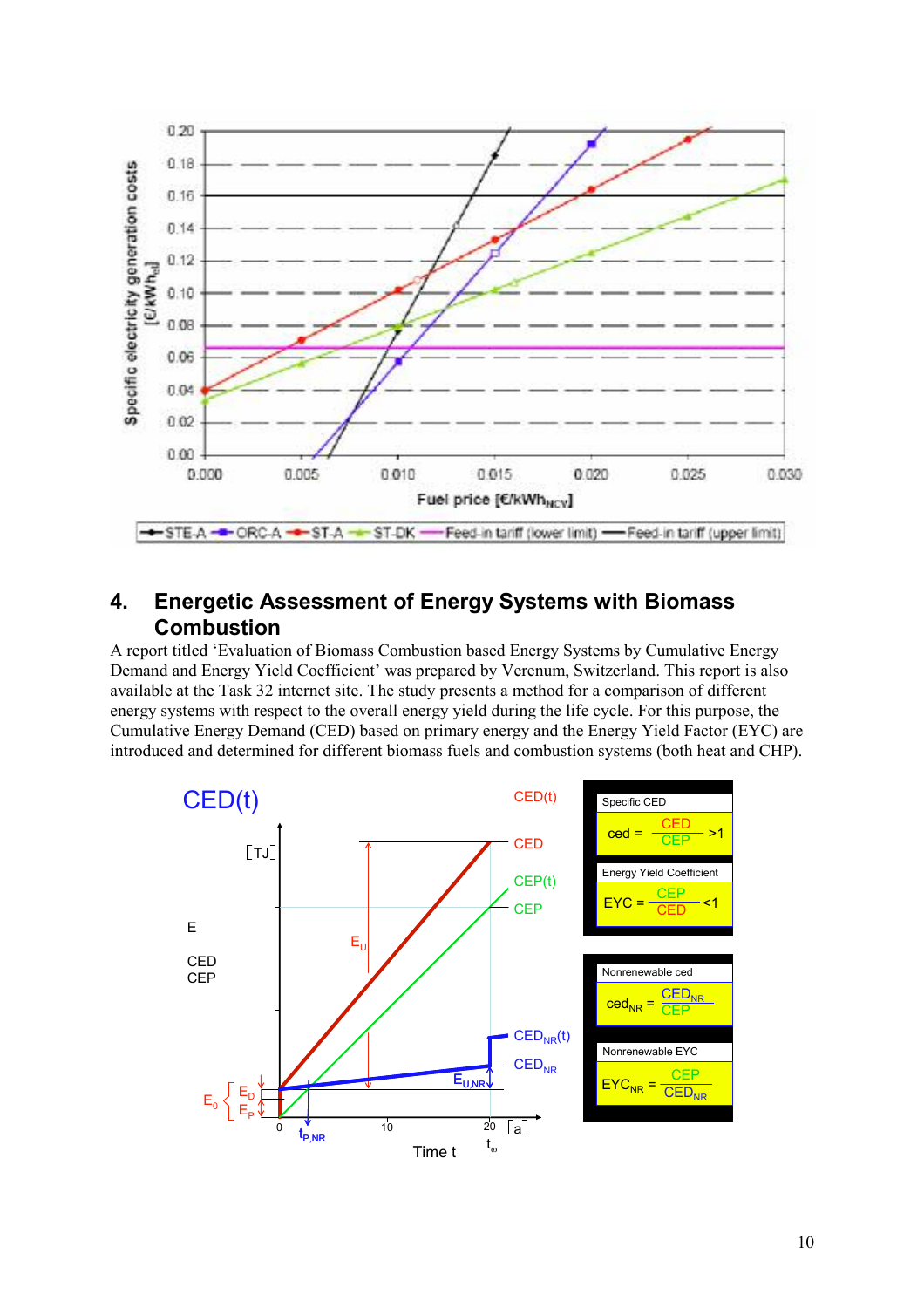## 4. Energetic Assessment of Energy Systems with Biomass Combustion

A report titled 'Evaluation of Biomass Combustion based Energy Systems by Cumulative Energy Demand and Energy Yield Coefficient' was prepared by Verenum, Switzerland. This report is also available at the Task 32 internet site. The study presents a method for a comparison of different energy systems with respect to the overall energy yield during the life cycle. For this purpose, the Cumulative Energy Demand (CED) based on primary energy and the Energy Yield Factor (EYC) are introduced and determined for different biomass fuels and combustion systems (both heat and CHP).

Specific CED

$$ced = \frac{CED}{CEP} > 1$$

Energy Yield Coefficient

$$EYC = \frac{CEP}{CED} < 1$$

Nonrenewable ced

$$ced_{NR} = \frac{CED_{NR}}{CEP}$$

Nonrenewable EYC

$$EYC_{NR} = \frac{CEP}{CED_{NR}}$$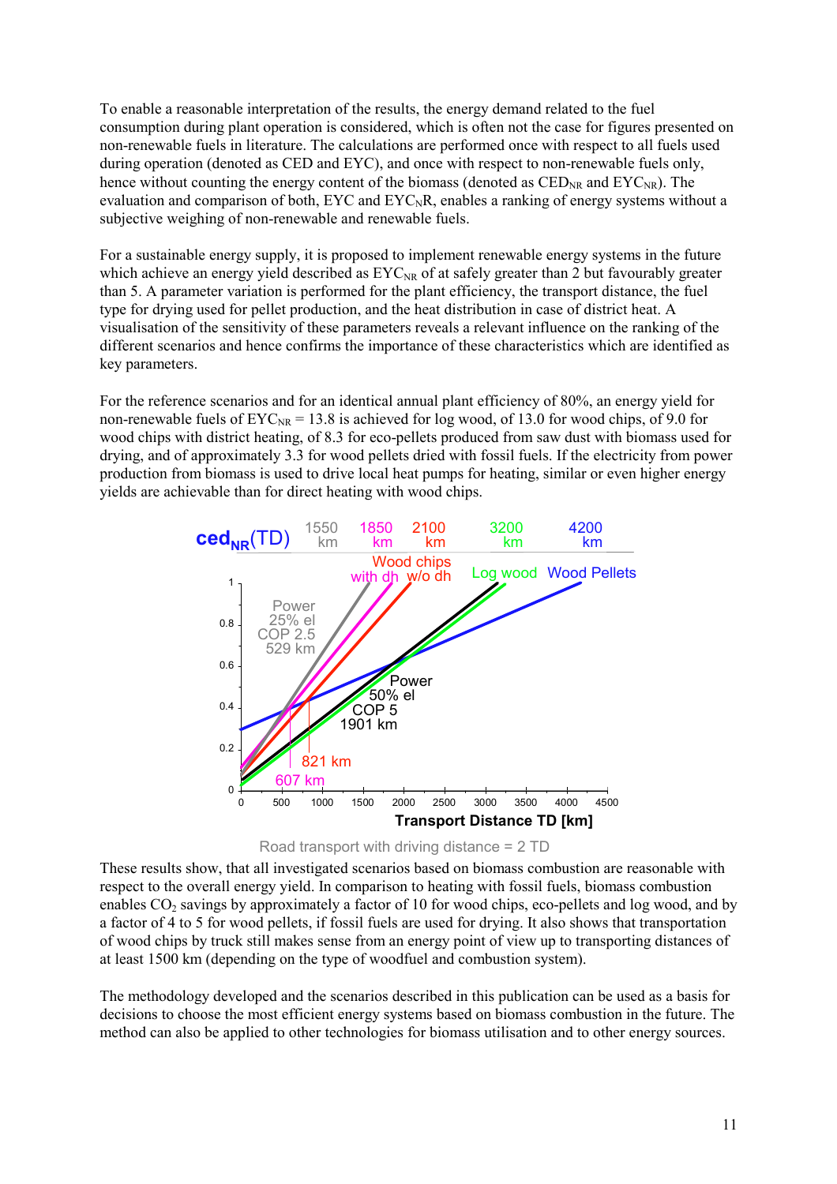To enable a reasonable interpretation of the results, the energy demand related to the fuel consumption during plant operation is considered, which is often not the case for figures presented on non-renewable fuels in literature. The calculations are performed once with respect to all fuels used during operation (denoted as CED and EYC), and once with respect to non-renewable fuels only, hence without counting the energy content of the biomass (denoted as $CED_{NR}$ and $EYC_{NR}$). The evaluation and comparison of both, EYC and $EYC_NR$, enables a ranking of energy systems without a subjective weighing of non-renewable and renewable fuels.

For a sustainable energy supply, it is proposed to implement renewable energy systems in the future which achieve an energy yield described as $EYC_{NR}$ of at safely greater than 2 but favourably greater than 5. A parameter variation is performed for the plant efficiency, the transport distance, the fuel type for drying used for pellet production, and the heat distribution in case of district heat. A visualisation of the sensitivity of these parameters reveals a relevant influence on the ranking of the different scenarios and hence confirms the importance of these characteristics which are identified as key parameters.

For the reference scenarios and for an identical annual plant efficiency of 80%, an energy yield for non-renewable fuels of $EYC_{NR}$ = 13.8 is achieved for log wood, of 13.0 for wood chips, of 9.0 for wood chips with district heating, of 8.3 for eco-pellets produced from saw dust with biomass used for drying, and of approximately 3.3 for wood pellets dried with fossil fuels. If the electricity from power production from biomass is used to drive local heat pumps for heating, similar or even higher energy yields are achievable than for direct heating with wood chips.

Road transport with driving distance = 2 TD

These results show, that all investigated scenarios based on biomass combustion are reasonable with respect to the overall energy yield. In comparison to heating with fossil fuels, biomass combustion enables $CO_2$ savings by approximately a factor of 10 for wood chips, eco-pellets and log wood, and by a factor of 4 to 5 for wood pellets, if fossil fuels are used for drying. It also shows that transportation of wood chips by truck still makes sense from an energy point of view up to transporting distances of at least 1500 km (depending on the type of woodfuel and combustion system).

The methodology developed and the scenarios described in this publication can be used as a basis for decisions to choose the most efficient energy systems based on biomass combustion in the future. The method can also be applied to other technologies for biomass utilisation and to other energy sources.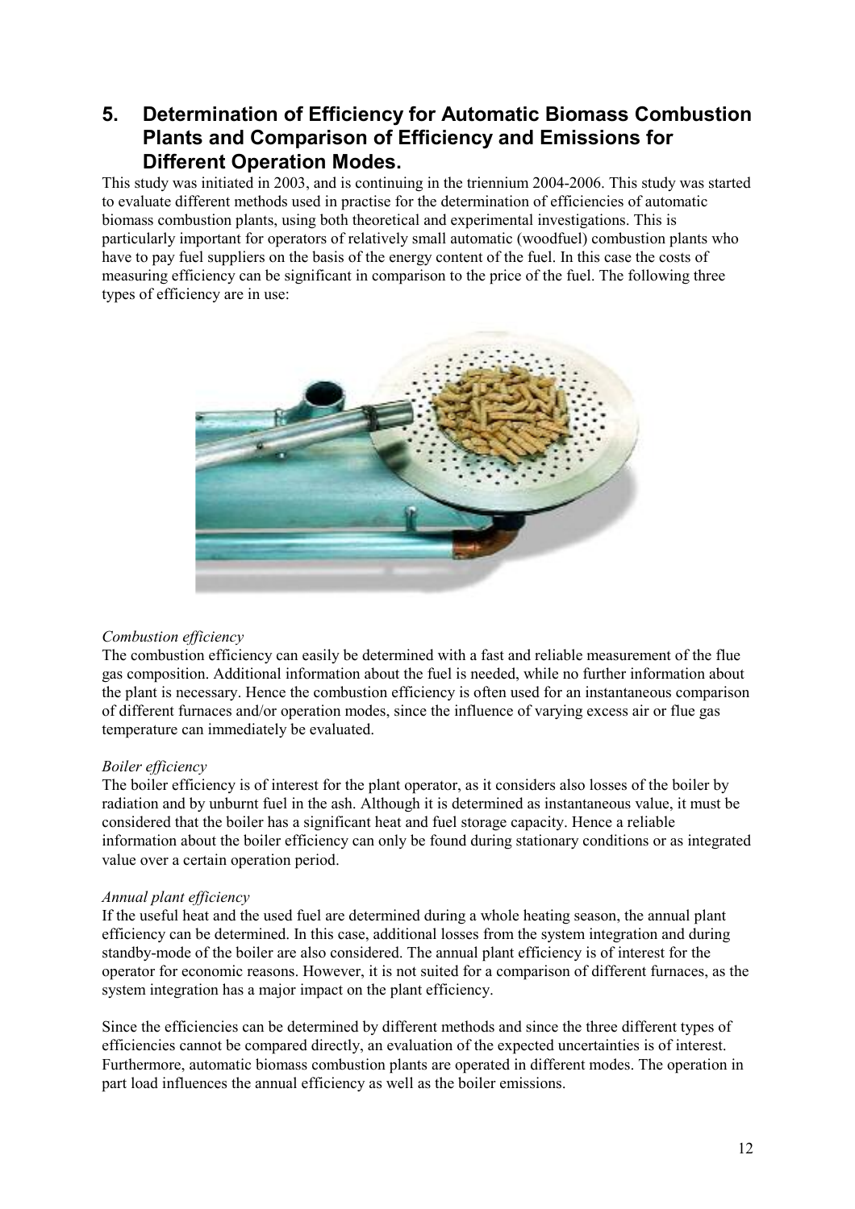## 5. Determination of Efficiency for Automatic Biomass Combustion Plants and Comparison of Efficiency and Emissions for Different Operation Modes.

This study was initiated in 2003, and is continuing in the triennium 2004-2006. This study was started to evaluate different methods used in practise for the determination of efficiencies of automatic biomass combustion plants, using both theoretical and experimental investigations. This is particularly important for operators of relatively small automatic (woodfuel) combustion plants who have to pay fuel suppliers on the basis of the energy content of the fuel. In this case the costs of measuring efficiency can be significant in comparison to the price of the fuel. The following three types of efficiency are in use:

*Combustion efficiency*

The combustion efficiency can easily be determined with a fast and reliable measurement of the flue gas composition. Additional information about the fuel is needed, while no further information about the plant is necessary. Hence the combustion efficiency is often used for an instantaneous comparison of different furnaces and/or operation modes, since the influence of varying excess air or flue gas temperature can immediately be evaluated.

*Boiler efficiency*

The boiler efficiency is of interest for the plant operator, as it considers also losses of the boiler by radiation and by unburnt fuel in the ash. Although it is determined as instantaneous value, it must be considered that the boiler has a significant heat and fuel storage capacity. Hence a reliable information about the boiler efficiency can only be found during stationary conditions or as integrated value over a certain operation period.

*Annual plant efficiency*

If the useful heat and the used fuel are determined during a whole heating season, the annual plant efficiency can be determined. In this case, additional losses from the system integration and during standby-mode of the boiler are also considered. The annual plant efficiency is of interest for the operator for economic reasons. However, it is not suited for a comparison of different furnaces, as the system integration has a major impact on the plant efficiency.

Since the efficiencies can be determined by different methods and since the three different types of efficiencies cannot be compared directly, an evaluation of the expected uncertainties is of interest. Furthermore, automatic biomass combustion plants are operated in different modes. The operation in part load influences the annual efficiency as well as the boiler emissions.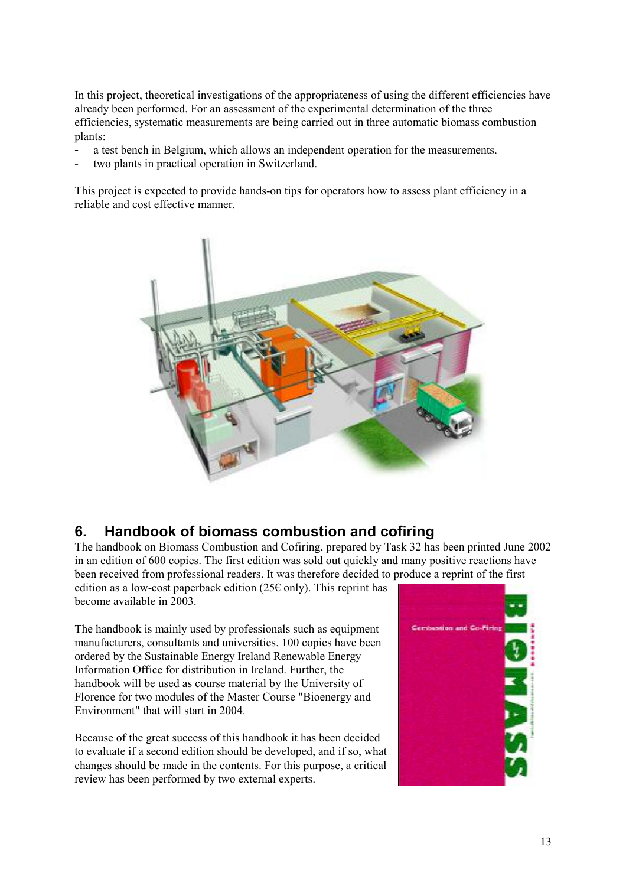In this project, theoretical investigations of the appropriateness of using the different efficiencies have already been performed. For an assessment of the experimental determination of the three efficiencies, systematic measurements are being carried out in three automatic biomass combustion plants:

- a test bench in Belgium, which allows an independent operation for the measurements.
- two plants in practical operation in Switzerland.

This project is expected to provide hands-on tips for operators how to assess plant efficiency in a reliable and cost effective manner.

## 6. Handbook of biomass combustion and cofiring

The handbook on Biomass Combustion and Cofiring, prepared by Task 32 has been printed June 2002 in an edition of 600 copies. The first edition was sold out quickly and many positive reactions have been received from professional readers. It was therefore decided to produce a reprint of the first edition as a low-cost paperback edition (25€ only). This reprint has become available in 2003.

The handbook is mainly used by professionals such as equipment manufacturers, consultants and universities. 100 copies have been ordered by the Sustainable Energy Ireland Renewable Energy Information Office for distribution in Ireland. Further, the handbook will be used as course material by the University of Florence for two modules of the Master Course "Bioenergy and Environment" that will start in 2004.

Because of the great success of this handbook it has been decided to evaluate if a second edition should be developed, and if so, what changes should be made in the contents. For this purpose, a critical review has been performed by two external experts.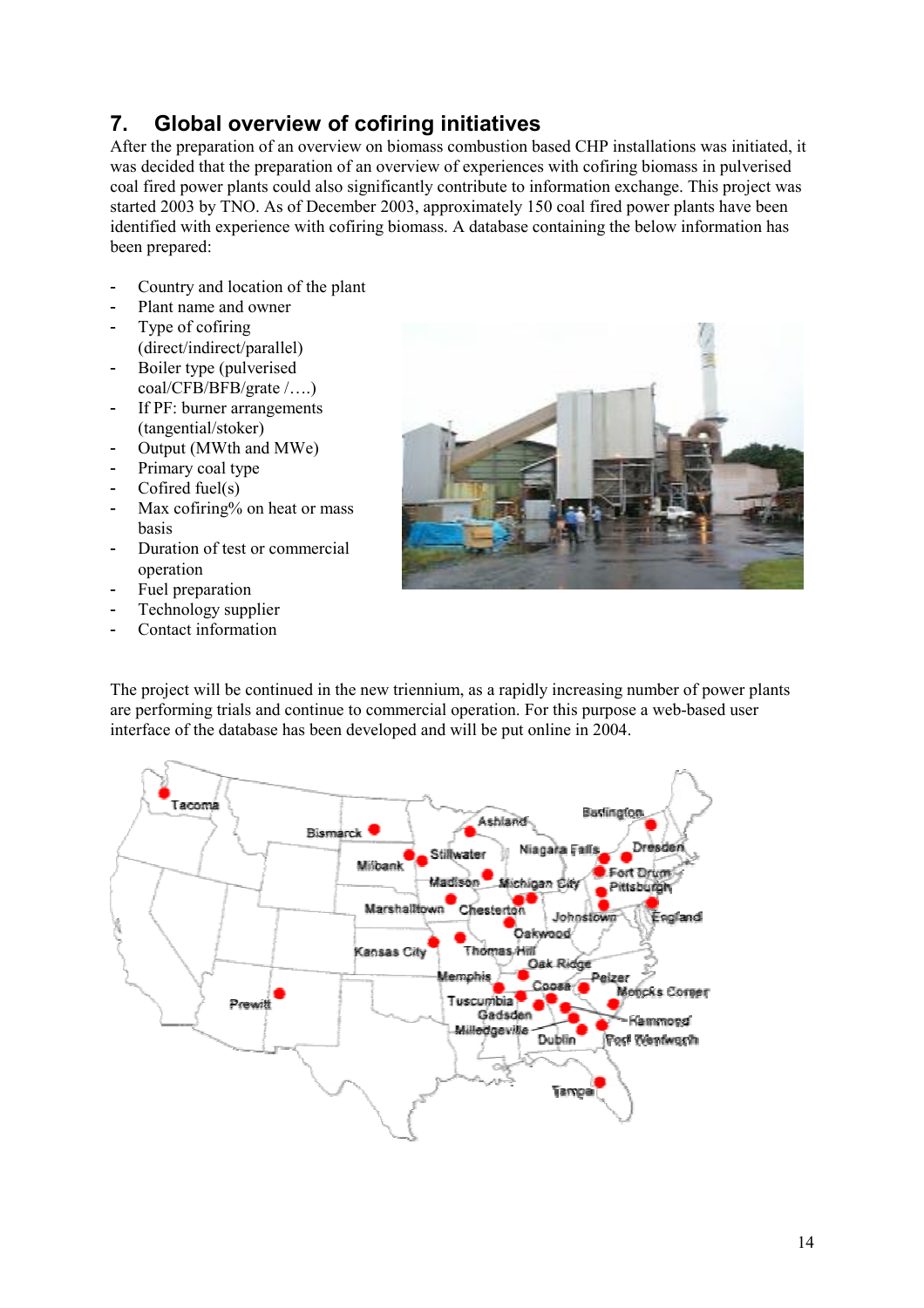## 7. Global overview of cofiring initiatives

After the preparation of an overview on biomass combustion based CHP installations was initiated, it was decided that the preparation of an overview of experiences with cofiring biomass in pulverised coal fired power plants could also significantly contribute to information exchange. This project was started 2003 by TNO. As of December 2003, approximately 150 coal fired power plants have been identified with experience with cofiring biomass. A database containing the below information has been prepared:

- Country and location of the plant
- Plant name and owner
- Type of cofiring (direct/indirect/parallel)
- Boiler type (pulverised coal/CFB/BFB/grate /….)
- If PF: burner arrangements (tangential/stoker)
- Output (MWth and MWe)
- Primary coal type
- Cofired fuel(s)
- Max cofiring% on heat or mass basis
- Duration of test or commercial operation
- Fuel preparation
- Technology supplier
- Contact information

The project will be continued in the new triennium, as a rapidly increasing number of power plants are performing trials and continue to commercial operation. For this purpose a web-based user interface of the database has been developed and will be put online in 2004.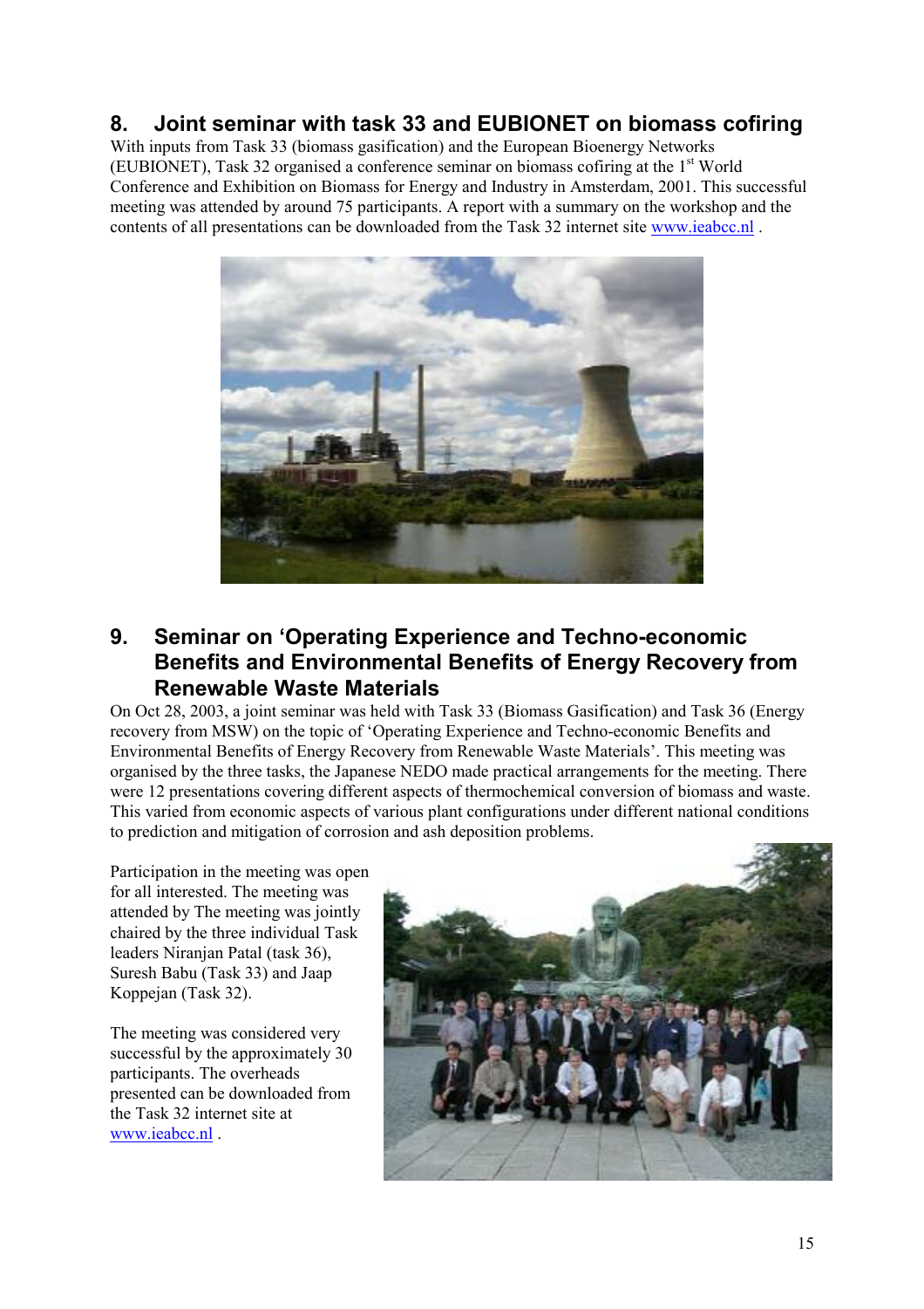## 8. Joint seminar with task 33 and EUBIONET on biomass cofiring

With inputs from Task 33 (biomass gasification) and the European Bioenergy Networks (EUBIONET), Task 32 organised a conference seminar on biomass cofiring at the 1st World Conference and Exhibition on Biomass for Energy and Industry in Amsterdam, 2001. This successful meeting was attended by around 75 participants. A report with a summary on the workshop and the contents of all presentations can be downloaded from the Task 32 internet site www.ieabcc.nl .

## 9. Seminar on 'Operating Experience and Techno-economic Benefits and Environmental Benefits of Energy Recovery from Renewable Waste Materials

On Oct 28, 2003, a joint seminar was held with Task 33 (Biomass Gasification) and Task 36 (Energy recovery from MSW) on the topic of 'Operating Experience and Techno-economic Benefits and Environmental Benefits of Energy Recovery from Renewable Waste Materials'. This meeting was organised by the three tasks, the Japanese NEDO made practical arrangements for the meeting. There were 12 presentations covering different aspects of thermochemical conversion of biomass and waste. This varied from economic aspects of various plant configurations under different national conditions to prediction and mitigation of corrosion and ash deposition problems.

Participation in the meeting was open for all interested. The meeting was attended by The meeting was jointly chaired by the three individual Task leaders Niranjan Patal (task 36), Suresh Babu (Task 33) and Jaap Koppejan (Task 32).

The meeting was considered very successful by the approximately 30 participants. The overheads presented can be downloaded from the Task 32 internet site at www.ieabcc.nl .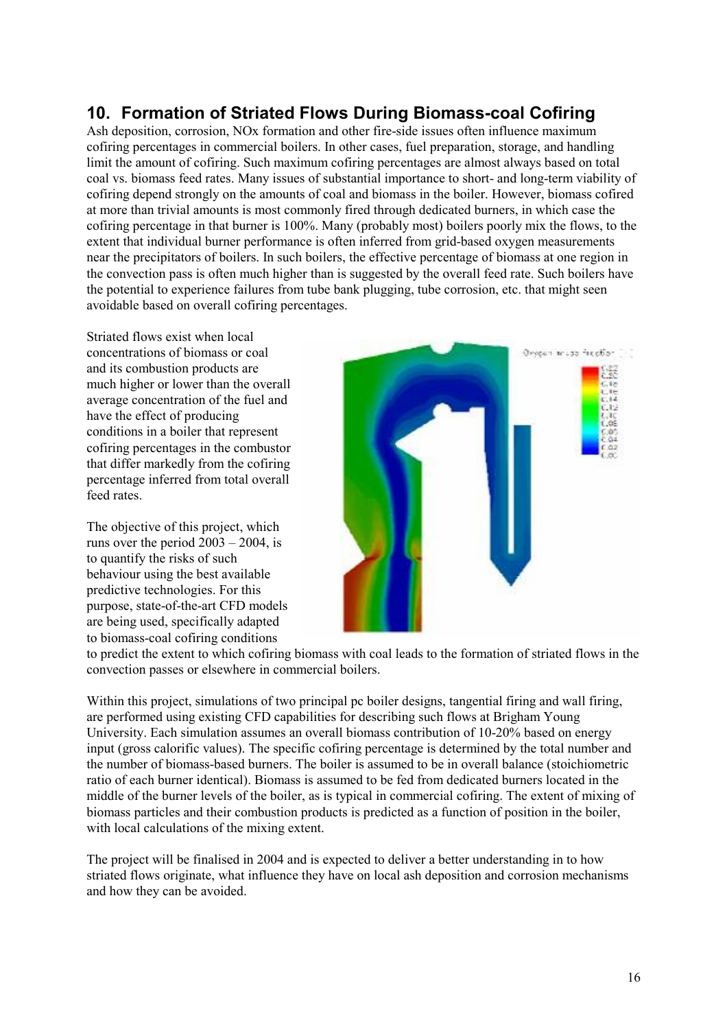## 10. Formation of Striated Flows During Biomass-coal Cofiring

Ash deposition, corrosion, NOx formation and other fire-side issues often influence maximum cofiring percentages in commercial boilers. In other cases, fuel preparation, storage, and handling limit the amount of cofiring. Such maximum cofiring percentages are almost always based on total coal vs. biomass feed rates. Many issues of substantial importance to short- and long-term viability of cofiring depend strongly on the amounts of coal and biomass in the boiler. However, biomass cofired at more than trivial amounts is most commonly fired through dedicated burners, in which case the cofiring percentage in that burner is 100%. Many (probably most) boilers poorly mix the flows, to the extent that individual burner performance is often inferred from grid-based oxygen measurements near the precipitators of boilers. In such boilers, the effective percentage of biomass at one region in the convection pass is often much higher than is suggested by the overall feed rate. Such boilers have the potential to experience failures from tube bank plugging, tube corrosion, etc. that might seen avoidable based on overall cofiring percentages.

Striated flows exist when local concentrations of biomass or coal and its combustion products are much higher or lower than the overall average concentration of the fuel and have the effect of producing conditions in a boiler that represent cofiring percentages in the combustor that differ markedly from the cofiring percentage inferred from total overall feed rates.

The objective of this project, which runs over the period 2003 – 2004, is to quantify the risks of such behaviour using the best available predictive technologies. For this purpose, state-of-the-art CFD models are being used, specifically adapted to biomass-coal cofiring conditions to predict the extent to which cofiring biomass with coal leads to the formation of striated flows in the convection passes or elsewhere in commercial boilers.

Within this project, simulations of two principal pc boiler designs, tangential firing and wall firing, are performed using existing CFD capabilities for describing such flows at Brigham Young University. Each simulation assumes an overall biomass contribution of 10-20% based on energy input (gross calorific values). The specific cofiring percentage is determined by the total number and the number of biomass-based burners. The boiler is assumed to be in overall balance (stoichiometric ratio of each burner identical). Biomass is assumed to be fed from dedicated burners located in the middle of the burner levels of the boiler, as is typical in commercial cofiring. The extent of mixing of biomass particles and their combustion products is predicted as a function of position in the boiler, with local calculations of the mixing extent.

The project will be finalised in 2004 and is expected to deliver a better understanding in to how striated flows originate, what influence they have on local ash deposition and corrosion mechanisms and how they can be avoided.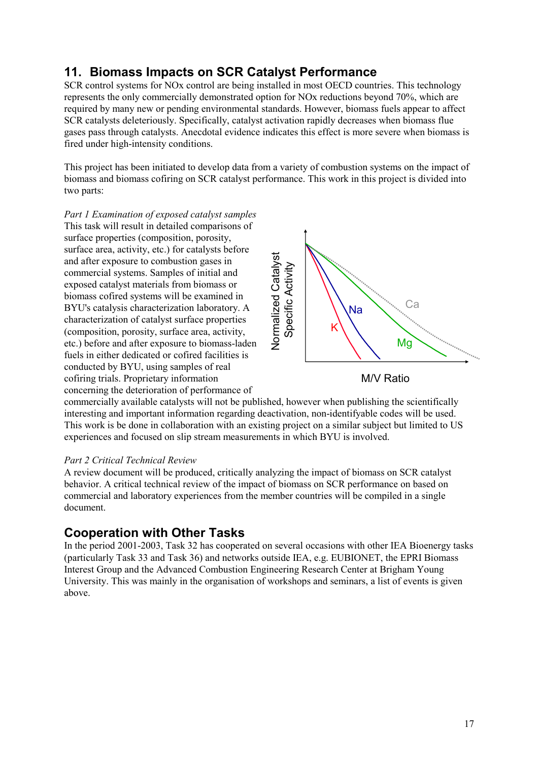## 11. Biomass Impacts on SCR Catalyst Performance

SCR control systems for NOx control are being installed in most OECD countries. This technology represents the only commercially demonstrated option for NOx reductions beyond 70%, which are required by many new or pending environmental standards. However, biomass fuels appear to affect SCR catalysts deleteriously. Specifically, catalyst activation rapidly decreases when biomass flue gases pass through catalysts. Anecdotal evidence indicates this effect is more severe when biomass is fired under high-intensity conditions.

This project has been initiated to develop data from a variety of combustion systems on the impact of biomass and biomass cofiring on SCR catalyst performance. This work in this project is divided into two parts:

*Part 1 Examination of exposed catalyst samples*

This task will result in detailed comparisons of surface properties (composition, porosity, surface area, activity, etc.) for catalysts before and after exposure to combustion gases in commercial systems. Samples of initial and exposed catalyst materials from biomass or biomass cofired systems will be examined in BYU's catalysis characterization laboratory. A characterization of catalyst surface properties (composition, porosity, surface area, activity, etc.) before and after exposure to biomass-laden fuels in either dedicated or cofired facilities is conducted by BYU, using samples of real cofiring trials. Proprietary information concerning the deterioration of performance of commercially available catalysts will not be published, however when publishing the scientifically interesting and important information regarding deactivation, non-identifyable codes will be used. This work is be done in collaboration with an existing project on a similar subject but limited to US experiences and focused on slip stream measurements in which BYU is involved.

*Part 2 Critical Technical Review*

A review document will be produced, critically analyzing the impact of biomass on SCR catalyst behavior. A critical technical review of the impact of biomass on SCR performance on based on commercial and laboratory experiences from the member countries will be compiled in a single document.

## Cooperation with Other Tasks

In the period 2001-2003, Task 32 has cooperated on several occasions with other IEA Bioenergy tasks (particularly Task 33 and Task 36) and networks outside IEA, e.g. EUBIONET, the EPRI Biomass Interest Group and the Advanced Combustion Engineering Research Center at Brigham Young University. This was mainly in the organisation of workshops and seminars, a list of events is given above.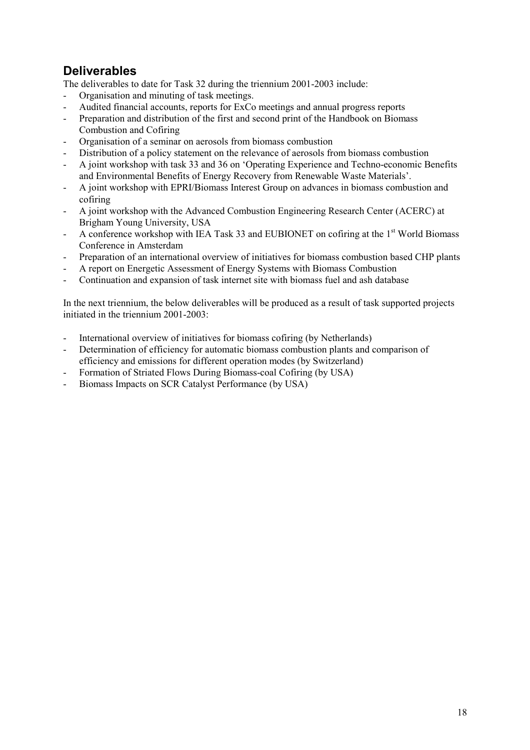## Deliverables

The deliverables to date for Task 32 during the triennium 2001-2003 include:

- Organisation and minuting of task meetings.
- Audited financial accounts, reports for ExCo meetings and annual progress reports
- Preparation and distribution of the first and second print of the Handbook on Biomass Combustion and Cofiring
- Organisation of a seminar on aerosols from biomass combustion
- Distribution of a policy statement on the relevance of aerosols from biomass combustion
- A joint workshop with task 33 and 36 on 'Operating Experience and Techno-economic Benefits and Environmental Benefits of Energy Recovery from Renewable Waste Materials'.
- A joint workshop with EPRI/Biomass Interest Group on advances in biomass combustion and cofiring
- A joint workshop with the Advanced Combustion Engineering Research Center (ACERC) at Brigham Young University, USA
- A conference workshop with IEA Task 33 and EUBIONET on cofiring at the 1st World Biomass Conference in Amsterdam
- Preparation of an international overview of initiatives for biomass combustion based CHP plants
- A report on Energetic Assessment of Energy Systems with Biomass Combustion
- Continuation and expansion of task internet site with biomass fuel and ash database

In the next triennium, the below deliverables will be produced as a result of task supported projects initiated in the triennium 2001-2003:

- International overview of initiatives for biomass cofiring (by Netherlands)
- Determination of efficiency for automatic biomass combustion plants and comparison of efficiency and emissions for different operation modes (by Switzerland)
- Formation of Striated Flows During Biomass-coal Cofiring (by USA)
- Biomass Impacts on SCR Catalyst Performance (by USA)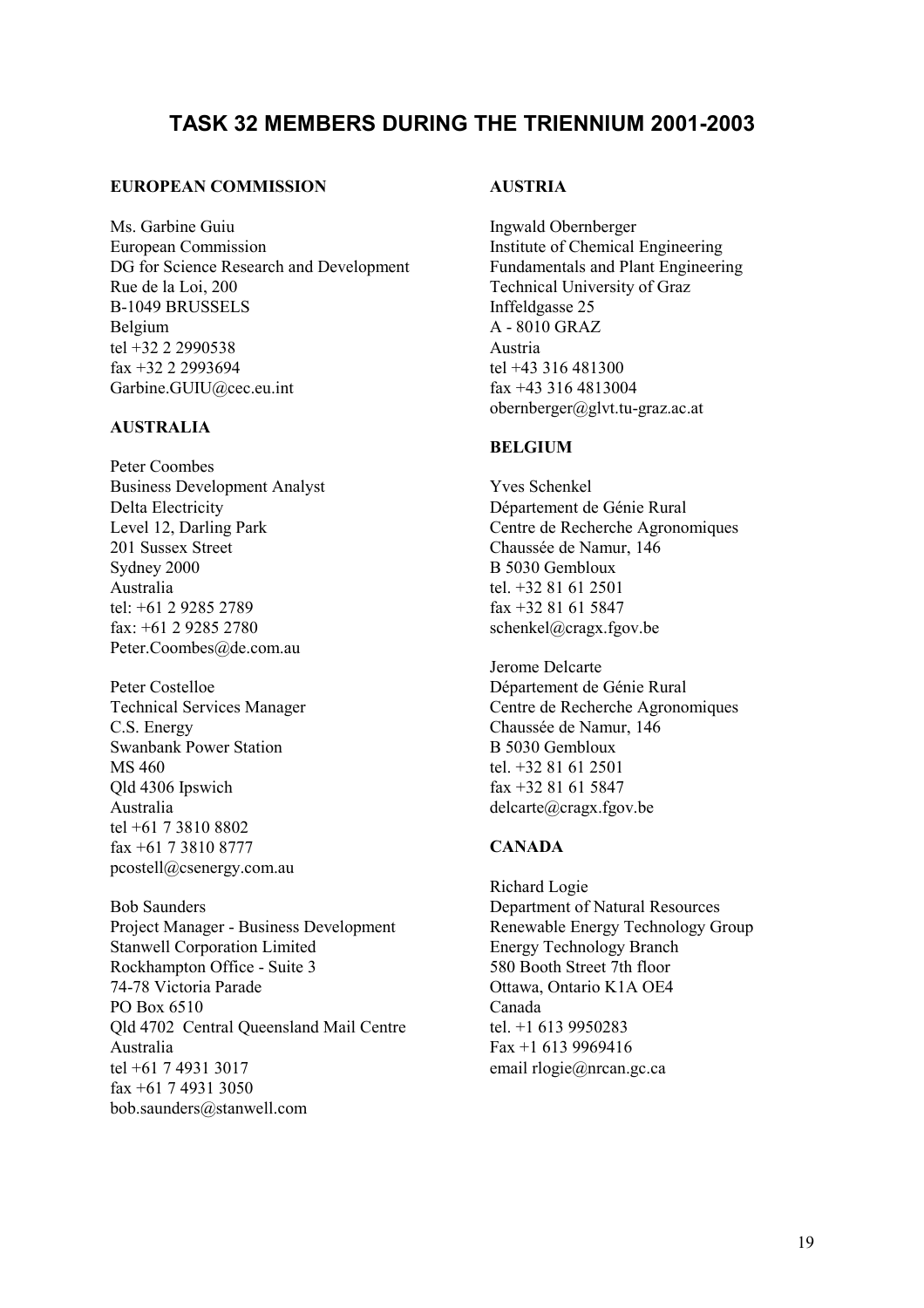# TASK 32 MEMBERS DURING THE TRIENNIUM 2001-2003

**EUROPEAN COMMISSION**

Ms. Garbine Guiu  
European Commission  
DG for Science Research and Development  
Rue de la Loi, 200  
B-1049 BRUSSELS  
Belgium  
tel +32 2 2990538  
fax +32 2 2993694  
Garbine.GUIU@cec.eu.int

**AUSTRALIA**

Peter Coombes  
Business Development Analyst  
Delta Electricity  
Level 12, Darling Park  
201 Sussex Street  
Sydney 2000  
Australia  
tel: +61 2 9285 2789  
fax: +61 2 9285 2780  
Peter.Coombes@de.com.au

Peter Costelloe  
Technical Services Manager  
C.S. Energy  
Swanbank Power Station  
MS 460  
Qld 4306 Ipswich  
Australia  
tel +61 7 3810 8802  
fax +61 7 3810 8777  
pcostell@csenergy.com.au

Bob Saunders  
Project Manager - Business Development  
Stanwell Corporation Limited  
Rockhampton Office - Suite 3  
74-78 Victoria Parade  
PO Box 6510  
Qld 4702 Central Queensland Mail Centre  
Australia  
tel +61 7 4931 3017  
fax +61 7 4931 3050  
bob.saunders@stanwell.com

**AUSTRIA**

Ingwald Obernberger  
Institute of Chemical Engineering  
Fundamentals and Plant Engineering  
Technical University of Graz  
Inffeldgasse 25  
A - 8010 GRAZ  
Austria  
tel +43 316 481300  
fax +43 316 4813004  
obernberger@glvt.tu-graz.ac.at

**BELGIUM**

Yves Schenkel  
Département de Génie Rural  
Centre de Recherche Agronomiques  
Chaussée de Namur, 146  
B 5030 Gembloux  
tel. +32 81 61 2501  
fax +32 81 61 5847  
schenkel@cragx.fgov.be

Jerome Delcarte  
Département de Génie Rural  
Centre de Recherche Agronomiques  
Chaussée de Namur, 146  
B 5030 Gembloux  
tel. +32 81 61 2501  
fax +32 81 61 5847  
delcarte@cragx.fgov.be

**CANADA**

Richard Logie  
Department of Natural Resources  
Renewable Energy Technology Group  
Energy Technology Branch  
580 Booth Street 7th floor  
Ottawa, Ontario K1A OE4  
Canada  
tel. +1 613 9950283  
Fax +1 613 9969416  
email rlogie@nrcan.gc.ca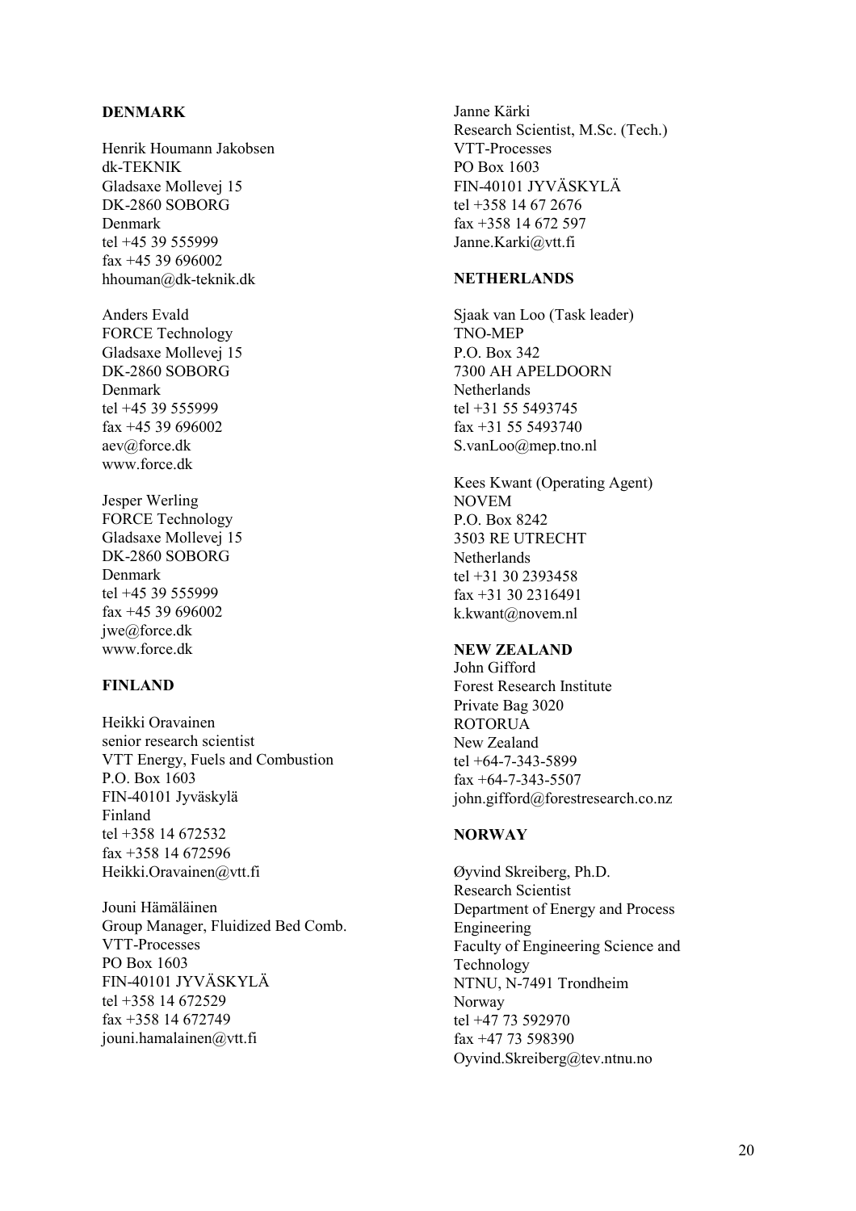**DENMARK**

Henrik Houmann Jakobsen
dk-TEKNIK
Gladsaxe Mollevej 15
DK-2860 SOBORG
Denmark
tel +45 39 555999
fax +45 39 696002
hhouman@dk-teknik.dk

Anders Evald
FORCE Technology
Gladsaxe Mollevej 15
DK-2860 SOBORG
Denmark
tel +45 39 555999
fax +45 39 696002
aev@force.dk
www.force.dk

Jesper Werling
FORCE Technology
Gladsaxe Mollevej 15
DK-2860 SOBORG
Denmark
tel +45 39 555999
fax +45 39 696002
jwe@force.dk
www.force.dk

**FINLAND**

Heikki Oravainen
senior research scientist
VTT Energy, Fuels and Combustion
P.O. Box 1603
FIN-40101 Jyväskylä
Finland
tel +358 14 672532
fax +358 14 672596
Heikki.Oravainen@vtt.fi

Jouni Hämäläinen
Group Manager, Fluidized Bed Comb.
VTT-Processes
PO Box 1603
FIN-40101 JYVÄSKYLÄ
tel +358 14 672529
fax +358 14 672749
jouni.hamalainen@vtt.fi

Janne Kärki
Research Scientist, M.Sc. (Tech.)
VTT-Processes
PO Box 1603
FIN-40101 JYVÄSKYLÄ
tel +358 14 67 2676
fax +358 14 672 597
Janne.Karki@vtt.fi

**NETHERLANDS**

Sjaak van Loo (Task leader)
TNO-MEP
P.O. Box 342
7300 AH APELDOORN
Netherlands
tel +31 55 5493745
fax +31 55 5493740
S.vanLoo@mep.tno.nl

Kees Kwant (Operating Agent)
NOVEM
P.O. Box 8242
3503 RE UTRECHT
Netherlands
tel +31 30 2393458
fax +31 30 2316491
k.kwant@novem.nl

**NEW ZEALAND**

John Gifford
Forest Research Institute
Private Bag 3020
ROTORUA
New Zealand
tel +64-7-343-5899
fax +64-7-343-5507
john.gifford@forestresearch.co.nz

**NORWAY**

Øyvind Skreiberg, Ph.D.
Research Scientist
Department of Energy and Process Engineering
Faculty of Engineering Science and Technology
NTNU, N-7491 Trondheim
Norway
tel +47 73 592970
fax +47 73 598390
Oyvind.Skreiberg@tev.ntnu.no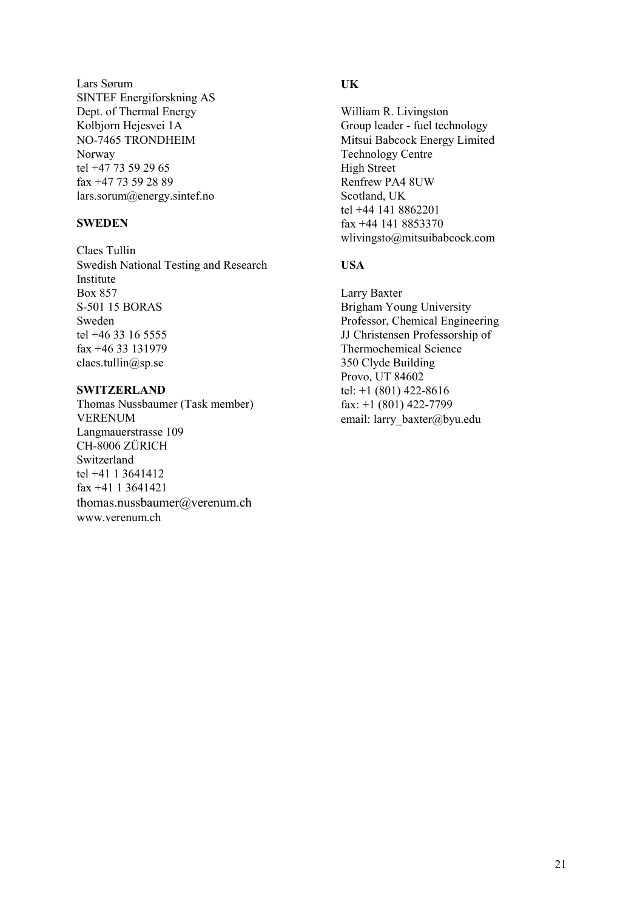Lars Sørum
SINTEF Energiforskning AS
Dept. of Thermal Energy
Kolbjorn Hejesvei 1A
NO-7465 TRONDHEIM
Norway
tel +47 73 59 29 65
fax +47 73 59 28 89
lars.sorum@energy.sintef.no

**SWEDEN**

Claes Tullin
Swedish National Testing and Research Institute
Box 857
S-501 15 BORAS
Sweden
tel +46 33 16 5555
fax +46 33 131979
claes.tullin@sp.se

**SWITZERLAND**

Thomas Nussbaumer (Task member)
VERENUM
Langmauerstrasse 109
CH-8006 ZÜRICH
Switzerland
tel +41 1 3641412
fax +41 1 3641421
thomas.nussbaumer@verenum.ch
www.verenum.ch

**UK**

William R. Livingston
Group leader - fuel technology
Mitsui Babcock Energy Limited
Technology Centre
High Street
Renfrew PA4 8UW
Scotland, UK
tel +44 141 8862201
fax +44 141 8853370
wlivingsto@mitsuibabcock.com

**USA**

Larry Baxter
Brigham Young University
Professor, Chemical Engineering
JJ Christensen Professorship of Thermochemical Science
350 Clyde Building
Provo, UT 84602
tel: +1 (801) 422-8616
fax: +1 (801) 422-7799
email: larry_baxter@byu.edu